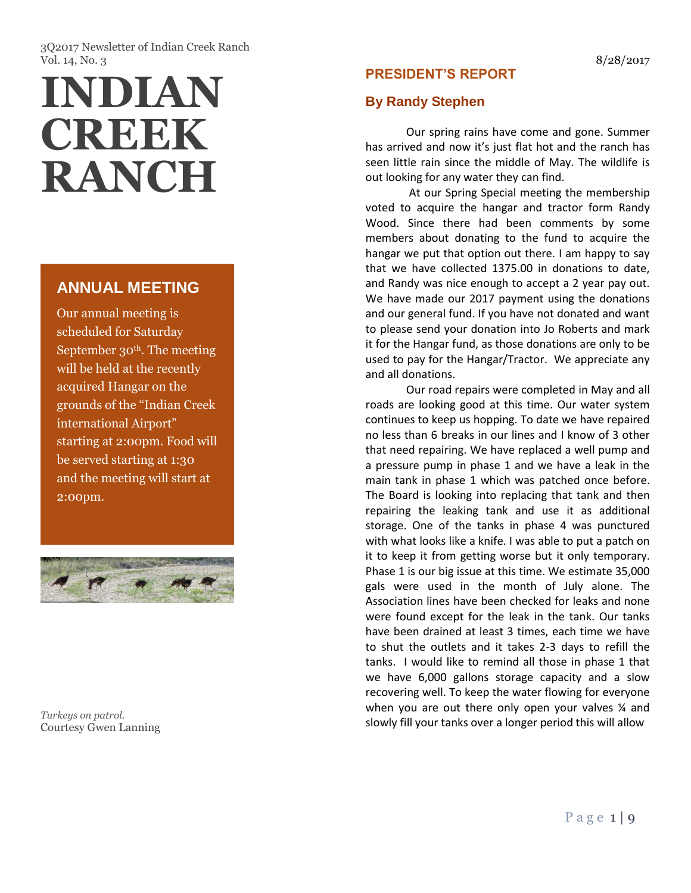3Q2017 Newsletter of Indian Creek Ranch
Vol. 14, No. 3

8/28/2017

# INDIAN CREEK RANCH

## ANNUAL MEETING

Our annual meeting is scheduled for Saturday September 30th. The meeting will be held at the recently acquired Hangar on the grounds of the "Indian Creek international Airport" starting at 2:00pm. Food will be served starting at 1:30 and the meeting will start at 2:00pm.

*Turkeys on patrol.*
Courtesy Gwen Lanning

## PRESIDENT'S REPORT

### By Randy Stephen

Our spring rains have come and gone. Summer has arrived and now it's just flat hot and the ranch has seen little rain since the middle of May. The wildlife is out looking for any water they can find.

At our Spring Special meeting the membership voted to acquire the hangar and tractor form Randy Wood. Since there had been comments by some members about donating to the fund to acquire the hangar we put that option out there. I am happy to say that we have collected 1375.00 in donations to date, and Randy was nice enough to accept a 2 year pay out. We have made our 2017 payment using the donations and our general fund. If you have not donated and want to please send your donation into Jo Roberts and mark it for the Hangar fund, as those donations are only to be used to pay for the Hangar/Tractor. We appreciate any and all donations.

Our road repairs were completed in May and all roads are looking good at this time. Our water system continues to keep us hopping. To date we have repaired no less than 6 breaks in our lines and I know of 3 other that need repairing. We have replaced a well pump and a pressure pump in phase 1 and we have a leak in the main tank in phase 1 which was patched once before. The Board is looking into replacing that tank and then repairing the leaking tank and use it as additional storage. One of the tanks in phase 4 was punctured with what looks like a knife. I was able to put a patch on it to keep it from getting worse but it only temporary. Phase 1 is our big issue at this time. We estimate 35,000 gals were used in the month of July alone. The Association lines have been checked for leaks and none were found except for the leak in the tank. Our tanks have been drained at least 3 times, each time we have to shut the outlets and it takes 2-3 days to refill the tanks. I would like to remind all those in phase 1 that we have 6,000 gallons storage capacity and a slow recovering well. To keep the water flowing for everyone when you are out there only open your valves ¼ and slowly fill your tanks over a longer period this will allow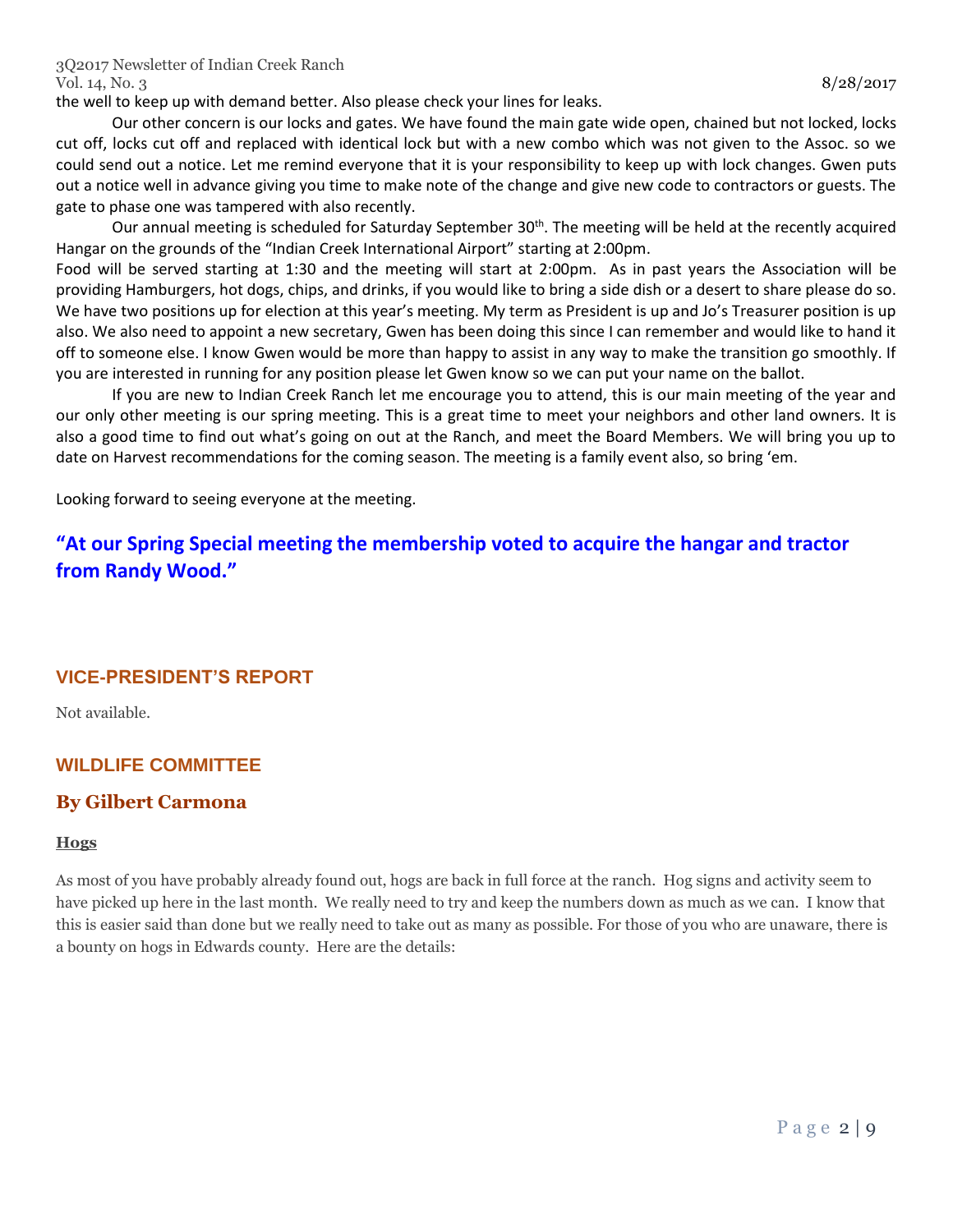the well to keep up with demand better. Also please check your lines for leaks.

Our other concern is our locks and gates. We have found the main gate wide open, chained but not locked, locks cut off, locks cut off and replaced with identical lock but with a new combo which was not given to the Assoc. so we could send out a notice. Let me remind everyone that it is your responsibility to keep up with lock changes. Gwen puts out a notice well in advance giving you time to make note of the change and give new code to contractors or guests. The gate to phase one was tampered with also recently.

Our annual meeting is scheduled for Saturday September 30th. The meeting will be held at the recently acquired Hangar on the grounds of the "Indian Creek International Airport" starting at 2:00pm.

Food will be served starting at 1:30 and the meeting will start at 2:00pm. As in past years the Association will be providing Hamburgers, hot dogs, chips, and drinks, if you would like to bring a side dish or a desert to share please do so. We have two positions up for election at this year's meeting. My term as President is up and Jo's Treasurer position is up also. We also need to appoint a new secretary, Gwen has been doing this since I can remember and would like to hand it off to someone else. I know Gwen would be more than happy to assist in any way to make the transition go smoothly. If you are interested in running for any position please let Gwen know so we can put your name on the ballot.

If you are new to Indian Creek Ranch let me encourage you to attend, this is our main meeting of the year and our only other meeting is our spring meeting. This is a great time to meet your neighbors and other land owners. It is also a good time to find out what's going on out at the Ranch, and meet the Board Members. We will bring you up to date on Harvest recommendations for the coming season. The meeting is a family event also, so bring 'em.

Looking forward to seeing everyone at the meeting.

**"At our Spring Special meeting the membership voted to acquire the hangar and tractor from Randy Wood."**

## VICE-PRESIDENT'S REPORT

Not available.

## WILDLIFE COMMITTEE

### By Gilbert Carmona

**Hogs**

As most of you have probably already found out, hogs are back in full force at the ranch. Hog signs and activity seem to have picked up here in the last month. We really need to try and keep the numbers down as much as we can. I know that this is easier said than done but we really need to take out as many as possible. For those of you who are unaware, there is a bounty on hogs in Edwards county. Here are the details: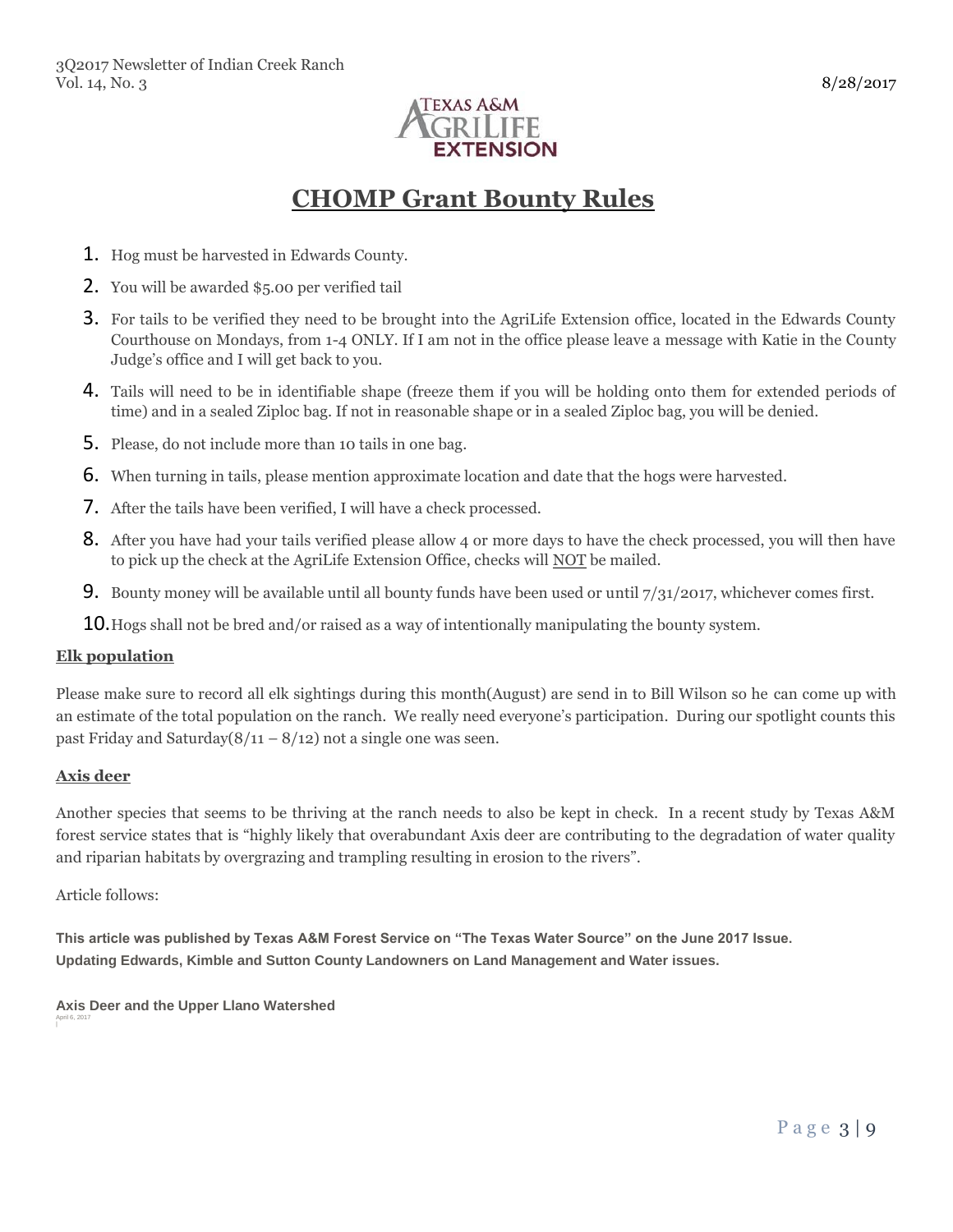# CHOMP Grant Bounty Rules

1. Hog must be harvested in Edwards County.
2. You will be awarded $5.00 per verified tail
3. For tails to be verified they need to be brought into the AgriLife Extension office, located in the Edwards County Courthouse on Mondays, from 1-4 ONLY. If I am not in the office please leave a message with Katie in the County Judge's office and I will get back to you.
4. Tails will need to be in identifiable shape (freeze them if you will be holding onto them for extended periods of time) and in a sealed Ziploc bag. If not in reasonable shape or in a sealed Ziploc bag, you will be denied.
5. Please, do not include more than 10 tails in one bag.
6. When turning in tails, please mention approximate location and date that the hogs were harvested.
7. After the tails have been verified, I will have a check processed.
8. After you have had your tails verified please allow 4 or more days to have the check processed, you will then have to pick up the check at the AgriLife Extension Office, checks will NOT be mailed.
9. Bounty money will be available until all bounty funds have been used or until 7/31/2017, whichever comes first.
10. Hogs shall not be bred and/or raised as a way of intentionally manipulating the bounty system.

### Elk population

Please make sure to record all elk sightings during this month(August) are send in to Bill Wilson so he can come up with an estimate of the total population on the ranch. We really need everyone's participation. During our spotlight counts this past Friday and Saturday(8/11 – 8/12) not a single one was seen.

### Axis deer

Another species that seems to be thriving at the ranch needs to also be kept in check. In a recent study by Texas A&M forest service states that is "highly likely that overabundant Axis deer are contributing to the degradation of water quality and riparian habitats by overgrazing and trampling resulting in erosion to the rivers".

Article follows:

**This article was published by Texas A&M Forest Service on "The Texas Water Source" on the June 2017 Issue.**
**Updating Edwards, Kimble and Sutton County Landowners on Land Management and Water issues.**

**Axis Deer and the Upper Llano Watershed**

April 6, 2017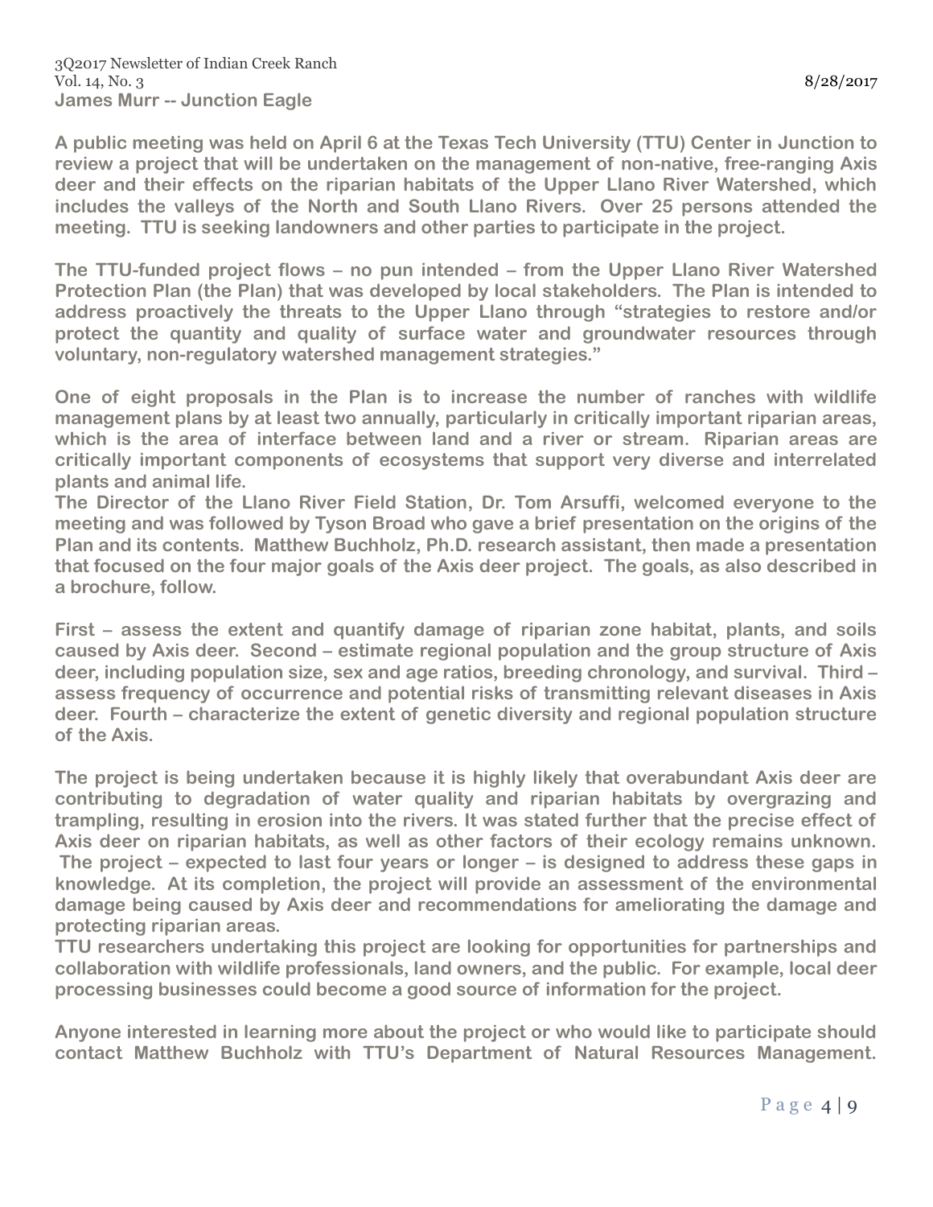**James Murr -- Junction Eagle**

**A public meeting was held on April 6 at the Texas Tech University (TTU) Center in Junction to review a project that will be undertaken on the management of non-native, free-ranging Axis deer and their effects on the riparian habitats of the Upper Llano River Watershed, which includes the valleys of the North and South Llano Rivers. Over 25 persons attended the meeting. TTU is seeking landowners and other parties to participate in the project.**

**The TTU-funded project flows – no pun intended – from the Upper Llano River Watershed Protection Plan (the Plan) that was developed by local stakeholders. The Plan is intended to address proactively the threats to the Upper Llano through "strategies to restore and/or protect the quantity and quality of surface water and groundwater resources through voluntary, non-regulatory watershed management strategies."**

**One of eight proposals in the Plan is to increase the number of ranches with wildlife management plans by at least two annually, particularly in critically important riparian areas, which is the area of interface between land and a river or stream. Riparian areas are critically important components of ecosystems that support very diverse and interrelated plants and animal life.**

**The Director of the Llano River Field Station, Dr. Tom Arsuffi, welcomed everyone to the meeting and was followed by Tyson Broad who gave a brief presentation on the origins of the Plan and its contents. Matthew Buchholz, Ph.D. research assistant, then made a presentation that focused on the four major goals of the Axis deer project. The goals, as also described in a brochure, follow.**

**First – assess the extent and quantify damage of riparian zone habitat, plants, and soils caused by Axis deer. Second – estimate regional population and the group structure of Axis deer, including population size, sex and age ratios, breeding chronology, and survival. Third – assess frequency of occurrence and potential risks of transmitting relevant diseases in Axis deer. Fourth – characterize the extent of genetic diversity and regional population structure of the Axis.**

**The project is being undertaken because it is highly likely that overabundant Axis deer are contributing to degradation of water quality and riparian habitats by overgrazing and trampling, resulting in erosion into the rivers. It was stated further that the precise effect of Axis deer on riparian habitats, as well as other factors of their ecology remains unknown. The project – expected to last four years or longer – is designed to address these gaps in knowledge. At its completion, the project will provide an assessment of the environmental damage being caused by Axis deer and recommendations for ameliorating the damage and protecting riparian areas.**

**TTU researchers undertaking this project are looking for opportunities for partnerships and collaboration with wildlife professionals, land owners, and the public. For example, local deer processing businesses could become a good source of information for the project.**

**Anyone interested in learning more about the project or who would like to participate should contact Matthew Buchholz with TTU's Department of Natural Resources Management.**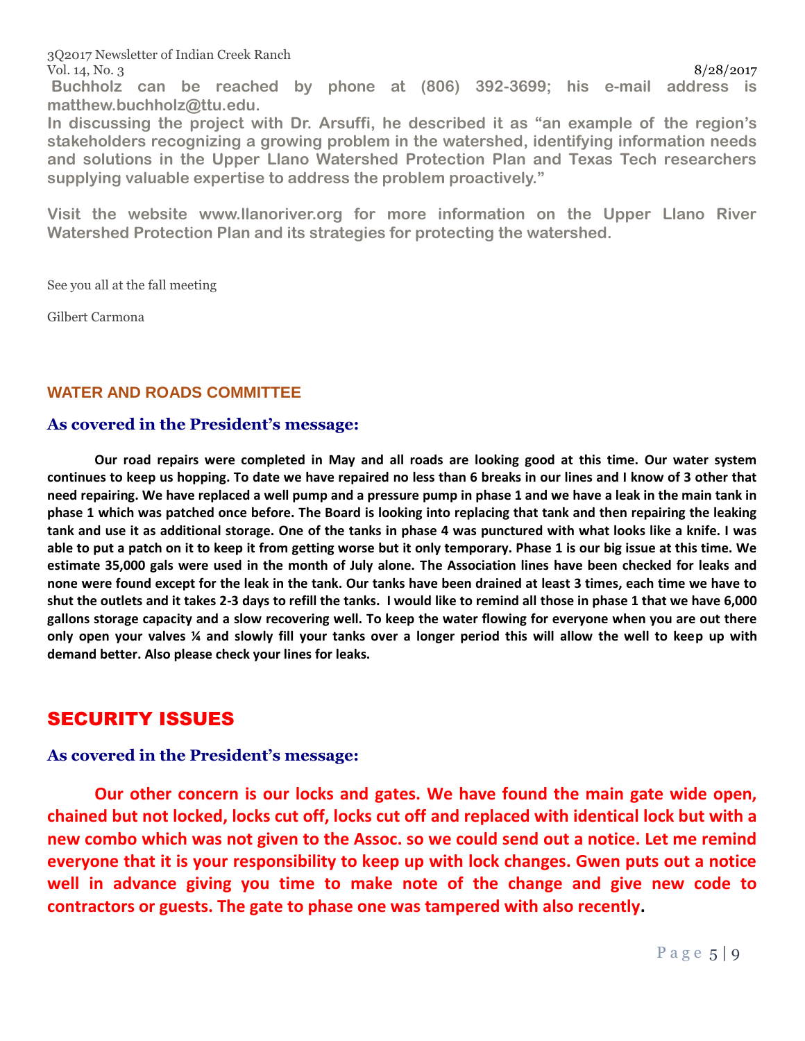Buchholz can be reached by phone at (806) 392-3699; his e-mail address is matthew.buchholz@ttu.edu.

In discussing the project with Dr. Arsuffi, he described it as "an example of the region's stakeholders recognizing a growing problem in the watershed, identifying information needs and solutions in the Upper Llano Watershed Protection Plan and Texas Tech researchers supplying valuable expertise to address the problem proactively."

Visit the website www.llanoriver.org for more information on the Upper Llano River Watershed Protection Plan and its strategies for protecting the watershed.

See you all at the fall meeting

Gilbert Carmona

## WATER AND ROADS COMMITTEE

### As covered in the President's message:

**Our road repairs were completed in May and all roads are looking good at this time. Our water system continues to keep us hopping. To date we have repaired no less than 6 breaks in our lines and I know of 3 other that need repairing. We have replaced a well pump and a pressure pump in phase 1 and we have a leak in the main tank in phase 1 which was patched once before. The Board is looking into replacing that tank and then repairing the leaking tank and use it as additional storage. One of the tanks in phase 4 was punctured with what looks like a knife. I was able to put a patch on it to keep it from getting worse but it only temporary. Phase 1 is our big issue at this time. We estimate 35,000 gals were used in the month of July alone. The Association lines have been checked for leaks and none were found except for the leak in the tank. Our tanks have been drained at least 3 times, each time we have to shut the outlets and it takes 2-3 days to refill the tanks. I would like to remind all those in phase 1 that we have 6,000 gallons storage capacity and a slow recovering well. To keep the water flowing for everyone when you are out there only open your valves ¼ and slowly fill your tanks over a longer period this will allow the well to keep up with demand better. Also please check your lines for leaks.**

## SECURITY ISSUES

### As covered in the President's message:

**Our other concern is our locks and gates. We have found the main gate wide open, chained but not locked, locks cut off, locks cut off and replaced with identical lock but with a new combo which was not given to the Assoc. so we could send out a notice. Let me remind everyone that it is your responsibility to keep up with lock changes. Gwen puts out a notice well in advance giving you time to make note of the change and give new code to contractors or guests. The gate to phase one was tampered with also recently.**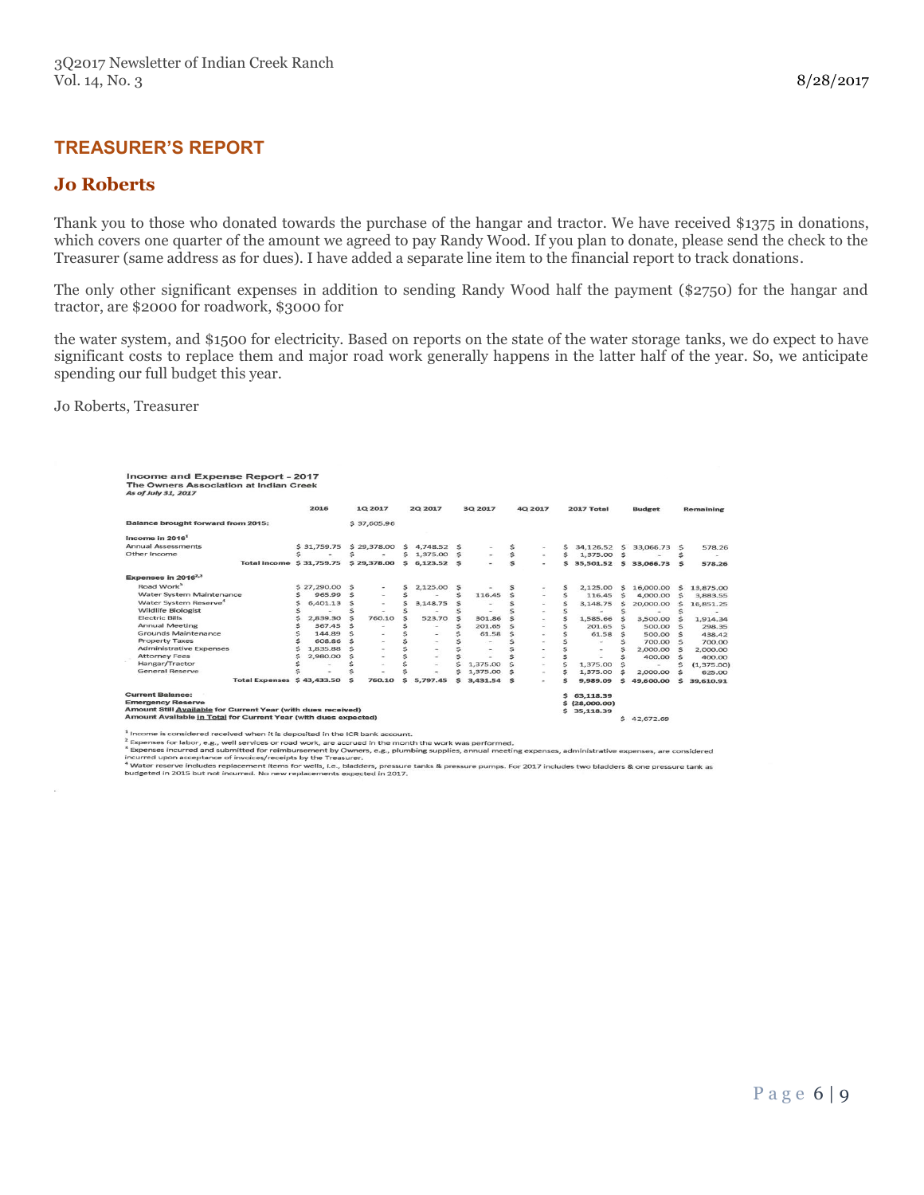## TREASURER'S REPORT

### Jo Roberts

Thank you to those who donated towards the purchase of the hangar and tractor. We have received $1375 in donations, which covers one quarter of the amount we agreed to pay Randy Wood. If you plan to donate, please send the check to the Treasurer (same address as for dues). I have added a separate line item to the financial report to track donations.

The only other significant expenses in addition to sending Randy Wood half the payment ($2750) for the hangar and tractor, are $2000 for roadwork, $3000 for

the water system, and $1500 for electricity. Based on reports on the state of the water storage tanks, we do expect to have significant costs to replace them and major road work generally happens in the latter half of the year. So, we anticipate spending our full budget this year.

Jo Roberts, Treasurer

**Income and Expense Report - 2017**
**The Owners Association at Indian Creek**
*As of July 31, 2017*

| | 2016 | 1Q 2017 | 2Q 2017 | 3Q 2017 | 4Q 2017 | 2017 Total | Budget | Remaining |
|---|---|---|---|---|---|---|---|---|
| **Balance brought forward from 2015:** | | $ 37,605.96 | | | | | | |
| **Income in 2016[1]** | | | | | | | | |
| Annual Assessments | $ 31,759.75 | $ 29,378.00 | $ 4,748.52 | $ - | $ - | $ 34,126.52 | $ 33,066.73 | $ 578.26 |
| Other Income | $ - | $ - | $ 1,375.00 | $ - | $ - | $ 1,375.00 | $ - | $ - |
| **Total Income** | **$ 31,759.75** | **$ 29,378.00** | **$ 6,123.52** | **$ -** | **$ -** | **$ 35,501.52** | **$ 33,066.73** | **$ 578.26** |
| **Expenses in 2016[2,3]** | | | | | | | | |
| Road Work[5] | $ 27,290.00 | $ - | $ 2,125.00 | $ - | $ - | $ 2,125.00 | $ 16,000.00 | $ 13,875.00 |
| Water System Maintenance | $ 965.99 | $ - | $ - | $ 116.45 | $ - | $ 116.45 | $ 4,000.00 | $ 3,883.55 |
| Water System Reserve[4] | $ 6,401.13 | $ - | $ 3,148.75 | $ - | $ - | $ 3,148.75 | $ 20,000.00 | $ 16,851.25 |
| Wildlife Biologist | $ - | $ - | $ - | $ - | $ - | $ - | $ - | $ - |
| Electric Bills | $ 2,839.30 | $ 760.10 | $ 523.70 | $ 301.86 | $ - | $ 1,585.66 | $ 3,500.00 | $ 1,914.34 |
| Annual Meeting | $ 367.45 | $ - | $ - | $ 201.65 | $ - | $ 201.65 | $ 500.00 | $ 298.35 |
| Grounds Maintenance | $ 144.89 | $ - | $ - | $ 61.58 | $ - | $ 61.58 | $ 500.00 | $ 438.42 |
| Property Taxes | $ 608.86 | $ - | $ - | $ - | $ - | $ - | $ 700.00 | $ 700.00 |
| Administrative Expenses | $ 1,835.88 | $ - | $ - | $ - | $ - | $ - | $ 2,000.00 | $ 2,000.00 |
| Attorney Fees | $ 2,980.00 | $ - | $ - | $ - | $ - | $ - | $ 400.00 | $ 400.00 |
| Hangar/Tractor | $ - | $ - | $ - | $ 1,375.00 | $ - | $ 1,375.00 | $ - | $ (1,375.00) |
| General Reserve | $ - | $ - | $ - | $ 1,375.00 | $ - | $ 1,375.00 | $ 2,000.00 | $ 625.00 |
| **Total Expenses** | **$ 43,433.50** | **$ 760.10** | **$ 5,797.45** | **$ 3,431.54** | **$ -** | **$ 9,989.09** | **$ 49,600.00** | **$ 39,610.91** |
| **Current Balance:** | | | | | | $ 63,118.39 | | |
| **Emergency Reserve** | | | | | | $ (28,000.00) | | |
| **Amount Still Available for Current Year (with dues received)** | | | | | | $ 35,118.39 | | |
| **Amount Available in Total for Current Year (with dues expected)** | | | | | | | $ 42,672.69 | |

[1] Income is considered received when it is deposited in the ICR bank account.
[2] Expenses for labor, e.g., well services or road work, are accrued in the month the work was performed.
[3] Expenses incurred and submitted for reimbursement by Owners, e.g., plumbing supplies, annual meeting expenses, administrative expenses, are considered incurred upon acceptance of invoices/receipts by the Treasurer.
[4] Water reserve includes replacement items for wells, i.e., bladders, pressure tanks & pressure pumps. For 2017 includes two bladders & one pressure tank as budgeted in 2015 but not incurred. No new replacements expected in 2017.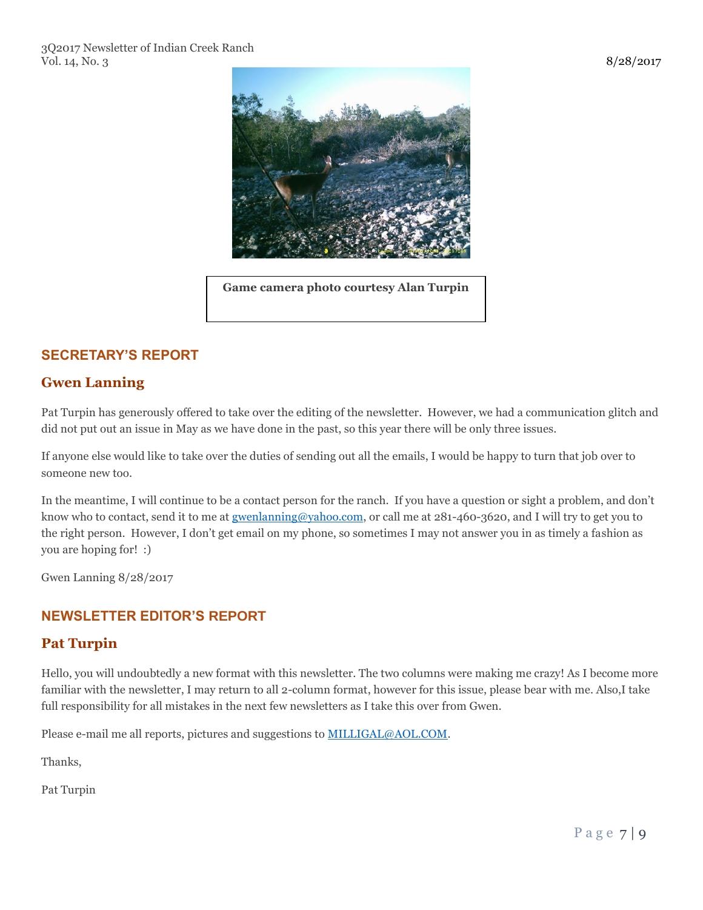Game camera photo courtesy Alan Turpin

## SECRETARY'S REPORT

### Gwen Lanning

Pat Turpin has generously offered to take over the editing of the newsletter. However, we had a communication glitch and did not put out an issue in May as we have done in the past, so this year there will be only three issues.

If anyone else would like to take over the duties of sending out all the emails, I would be happy to turn that job over to someone new too.

In the meantime, I will continue to be a contact person for the ranch. If you have a question or sight a problem, and don't know who to contact, send it to me at gwenlanning@yahoo.com, or call me at 281-460-3620, and I will try to get you to the right person. However, I don't get email on my phone, so sometimes I may not answer you in as timely a fashion as you are hoping for! :)

Gwen Lanning 8/28/2017

## NEWSLETTER EDITOR'S REPORT

### Pat Turpin

Hello, you will undoubtedly a new format with this newsletter. The two columns were making me crazy! As I become more familiar with the newsletter, I may return to all 2-column format, however for this issue, please bear with me. Also,I take full responsibility for all mistakes in the next few newsletters as I take this over from Gwen.

Please e-mail me all reports, pictures and suggestions to MILLIGAL@AOL.COM.

Thanks,

Pat Turpin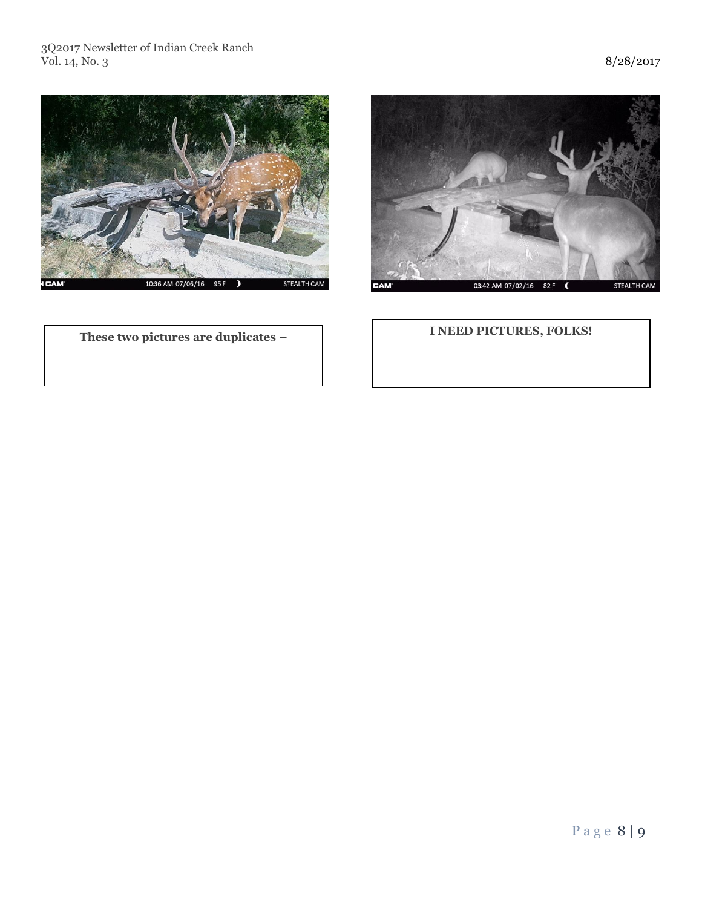**These two pictures are duplicates –**

**I NEED PICTURES, FOLKS!**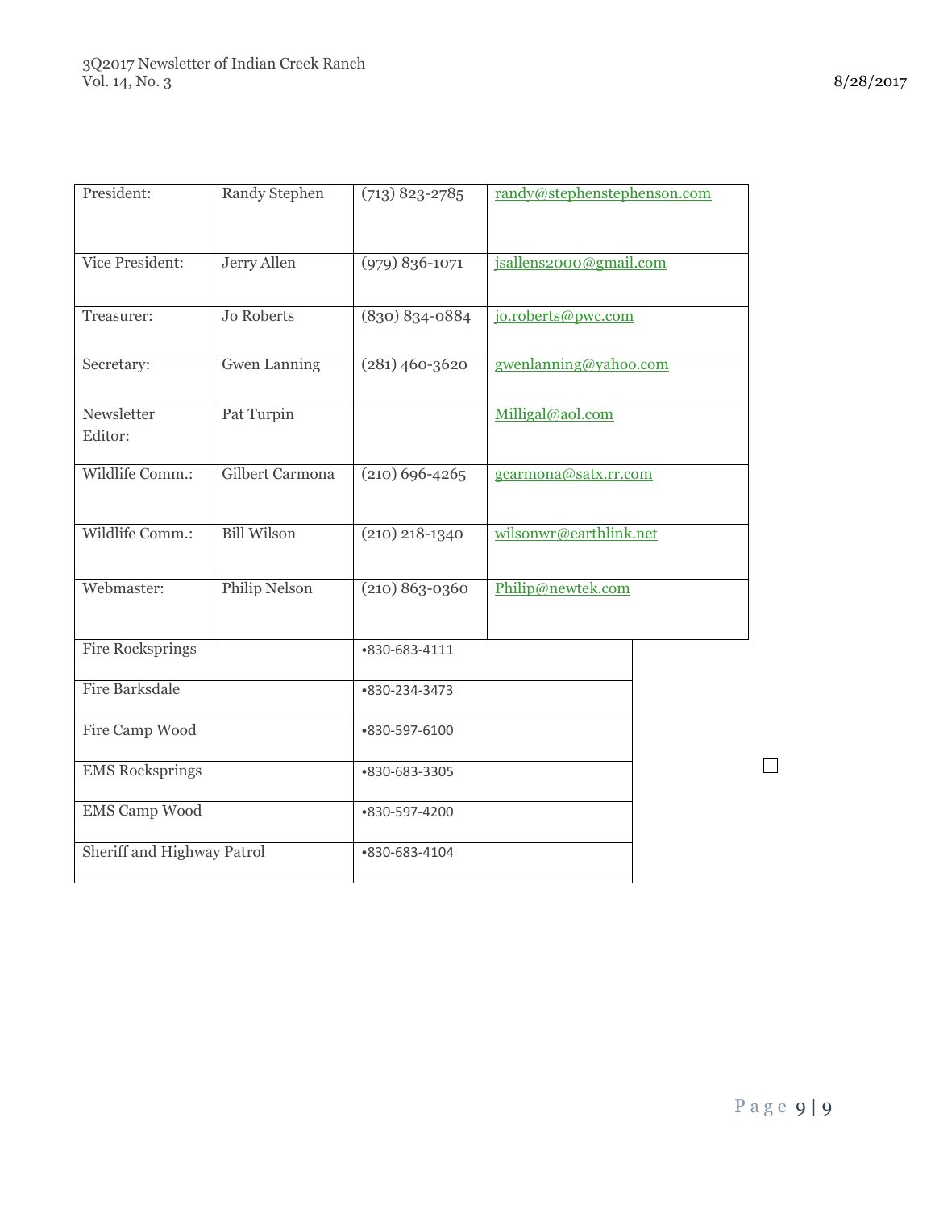| | | | |
|---|---|---|---|
| President: | Randy Stephen | (713) 823-2785 | randy@stephenstephenson.com |
| Vice President: | Jerry Allen | (979) 836-1071 | jsallens2000@gmail.com |
| Treasurer: | Jo Roberts | (830) 834-0884 | jo.roberts@pwc.com |
| Secretary: | Gwen Lanning | (281) 460-3620 | gwenlanning@yahoo.com |
| Newsletter Editor: | Pat Turpin | | Milligal@aol.com |
| Wildlife Comm.: | Gilbert Carmona | (210) 696-4265 | gcarmona@satx.rr.com |
| Wildlife Comm.: | Bill Wilson | (210) 218-1340 | wilsonwr@earthlink.net |
| Webmaster: | Philip Nelson | (210) 863-0360 | Philip@newtek.com |

| | |
|---|---|
| Fire Rocksprings | •830-683-4111 |
| Fire Barksdale | •830-234-3473 |
| Fire Camp Wood | •830-597-6100 |
| EMS Rocksprings | •830-683-3305 |
| EMS Camp Wood | •830-597-4200 |
| Sheriff and Highway Patrol | •830-683-4104 |